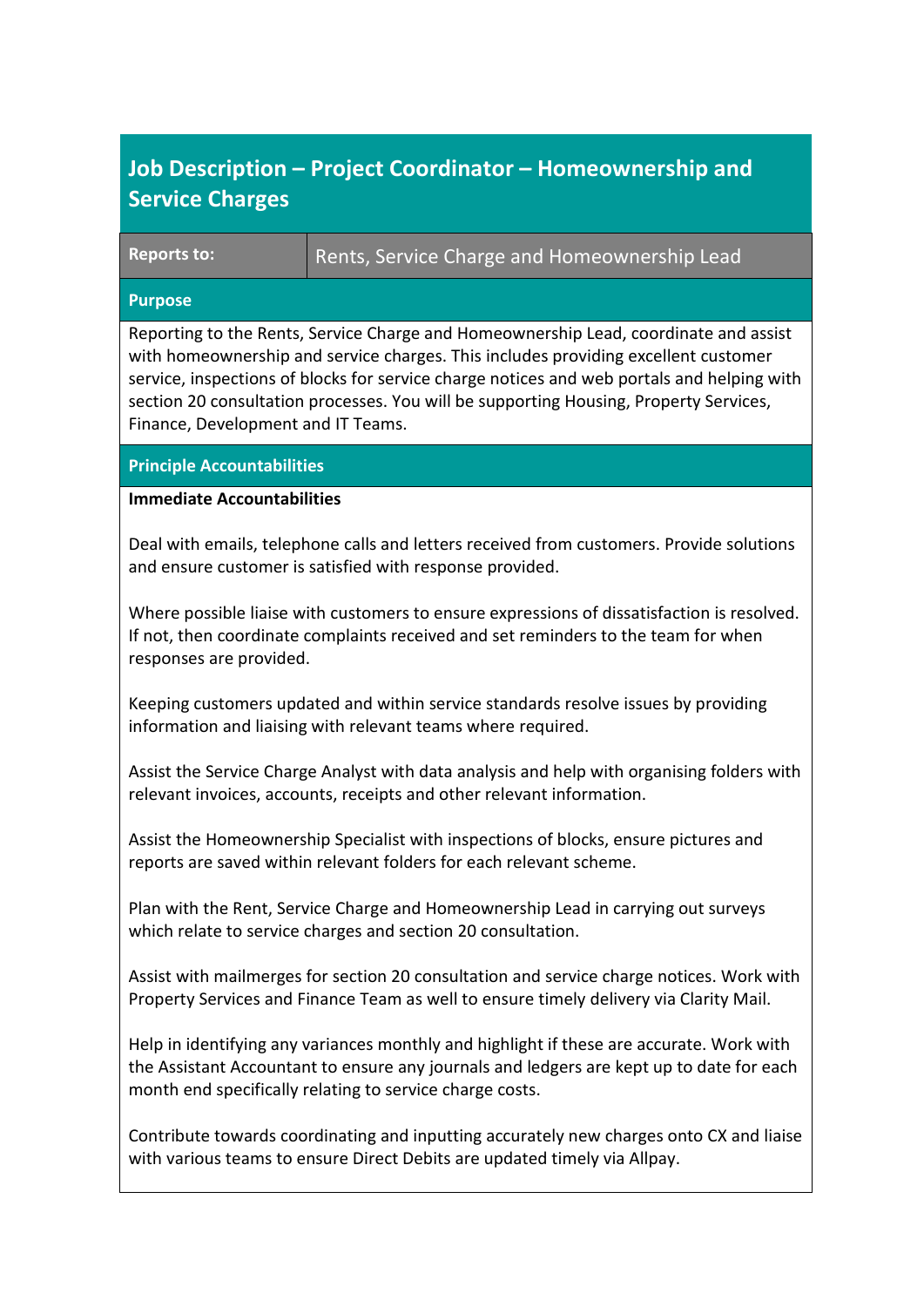# Job Description – Project Coordinator – Homeownership and Service Charges

| Reports to: | Rents, Service Charge and Homeownership Lead |
| --- | --- |

## Purpose

Reporting to the Rents, Service Charge and Homeownership Lead, coordinate and assist with homeownership and service charges. This includes providing excellent customer service, inspections of blocks for service charge notices and web portals and helping with section 20 consultation processes. You will be supporting Housing, Property Services, Finance, Development and IT Teams.

## Principle Accountabilities

**Immediate Accountabilities**

Deal with emails, telephone calls and letters received from customers. Provide solutions and ensure customer is satisfied with response provided.

Where possible liaise with customers to ensure expressions of dissatisfaction is resolved. If not, then coordinate complaints received and set reminders to the team for when responses are provided.

Keeping customers updated and within service standards resolve issues by providing information and liaising with relevant teams where required.

Assist the Service Charge Analyst with data analysis and help with organising folders with relevant invoices, accounts, receipts and other relevant information.

Assist the Homeownership Specialist with inspections of blocks, ensure pictures and reports are saved within relevant folders for each relevant scheme.

Plan with the Rent, Service Charge and Homeownership Lead in carrying out surveys which relate to service charges and section 20 consultation.

Assist with mailmerges for section 20 consultation and service charge notices. Work with Property Services and Finance Team as well to ensure timely delivery via Clarity Mail.

Help in identifying any variances monthly and highlight if these are accurate. Work with the Assistant Accountant to ensure any journals and ledgers are kept up to date for each month end specifically relating to service charge costs.

Contribute towards coordinating and inputting accurately new charges onto CX and liaise with various teams to ensure Direct Debits are updated timely via Allpay.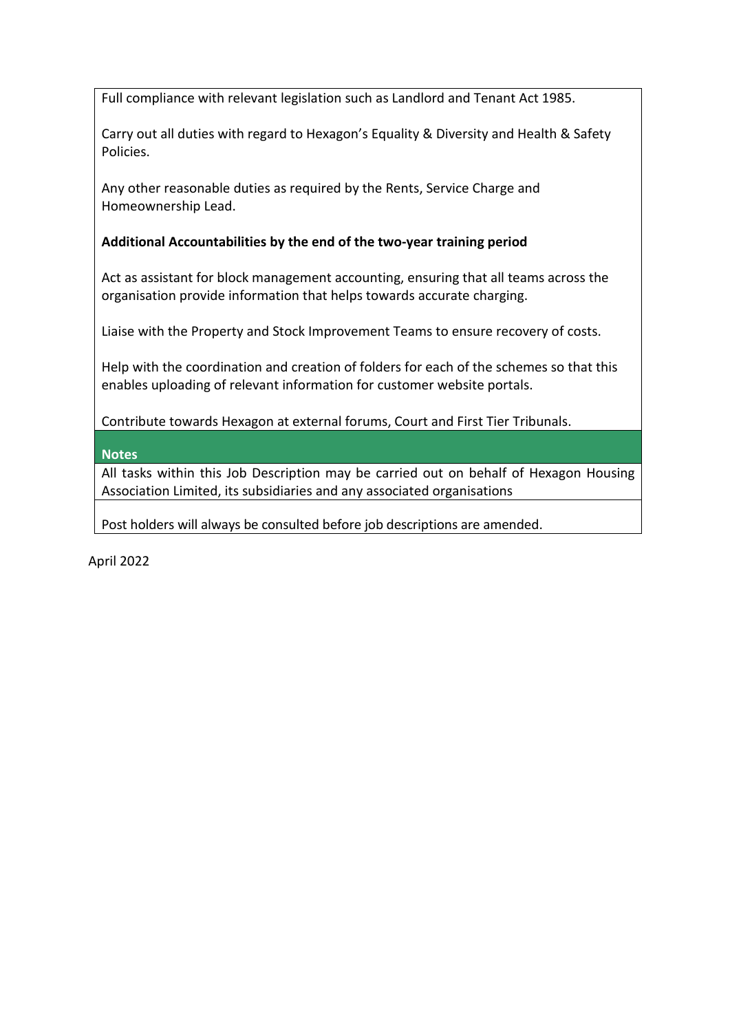Full compliance with relevant legislation such as Landlord and Tenant Act 1985.

Carry out all duties with regard to Hexagon's Equality & Diversity and Health & Safety Policies.

Any other reasonable duties as required by the Rents, Service Charge and Homeownership Lead.

**Additional Accountabilities by the end of the two-year training period**

Act as assistant for block management accounting, ensuring that all teams across the organisation provide information that helps towards accurate charging.

Liaise with the Property and Stock Improvement Teams to ensure recovery of costs.

Help with the coordination and creation of folders for each of the schemes so that this enables uploading of relevant information for customer website portals.

Contribute towards Hexagon at external forums, Court and First Tier Tribunals.

**Notes**

All tasks within this Job Description may be carried out on behalf of Hexagon Housing Association Limited, its subsidiaries and any associated organisations

Post holders will always be consulted before job descriptions are amended.

April 2022